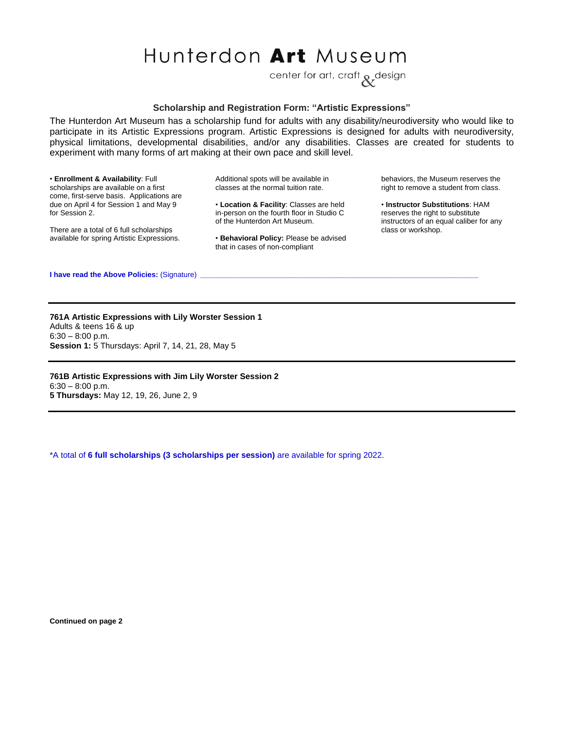# Hunterdon **Art** Museum

center for art, craft & design

### Scholarship and Registration Form: "Artistic Expressions"

The Hunterdon Art Museum has a scholarship fund for adults with any disability/neurodiversity who would like to participate in its Artistic Expressions program. Artistic Expressions is designed for adults with neurodiversity, physical limitations, developmental disabilities, and/or any disabilities. Classes are created for students to experiment with many forms of art making at their own pace and skill level.

• **Enrollment & Availability**: Full scholarships are available on a first come, first-serve basis. Applications are due on April 4 for Session 1 and May 9 for Session 2.

There are a total of 6 full scholarships available for spring Artistic Expressions. Additional spots will be available in classes at the normal tuition rate.

• **Location & Facility**: Classes are held in-person on the fourth floor in Studio C of the Hunterdon Art Museum.

• **Behavioral Policy:** Please be advised that in cases of non-compliant behaviors, the Museum reserves the right to remove a student from class.

• **Instructor Substitutions**: HAM reserves the right to substitute instructors of an equal caliber for any class or workshop.

**I have read the Above Policies:** (Signature) ___________________________________________________________________

---

**761A Artistic Expressions with Lily Worster Session 1**
Adults & teens 16 & up
6:30 – 8:00 p.m.
**Session 1:** 5 Thursdays: April 7, 14, 21, 28, May 5

---

**761B Artistic Expressions with Jim Lily Worster Session 2**
6:30 – 8:00 p.m.
**5 Thursdays:** May 12, 19, 26, June 2, 9

---

*A total of **6 full scholarships (3 scholarships per session)** are available for spring 2022.

**Continued on page 2**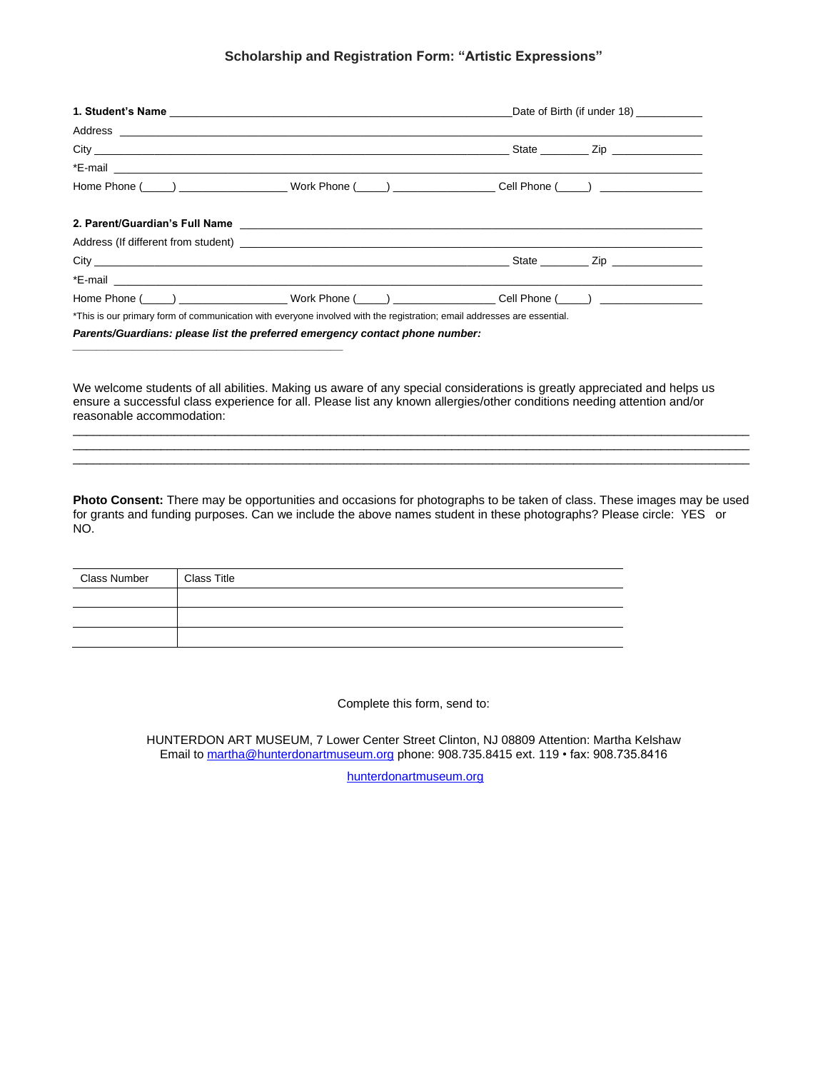## Scholarship and Registration Form: “Artistic Expressions”

**1. Student’s Name** ____________________________________________ Date of Birth (if under 18) ___________

Address ______________________________________________________________________________

City ________________________________________________________ State ________ Zip _______________

*E-mail ______________________________________________________________________________

Home Phone (_____) _________________ Work Phone (_____) ________________ Cell Phone (_____) ________________

**2. Parent/Guardian’s Full Name** ______________________________________________________________

Address (If different from student) ______________________________________________________________

City ________________________________________________________ State ________ Zip _______________

*E-mail ______________________________________________________________________________

Home Phone (_____) _________________ Work Phone (_____) ________________ Cell Phone (_____) ________________

*This is our primary form of communication with everyone involved with the registration; email addresses are essential.

***Parents/Guardians: please list the preferred emergency contact phone number:***

_______________________________________

We welcome students of all abilities. Making us aware of any special considerations is greatly appreciated and helps us ensure a successful class experience for all. Please list any known allergies/other conditions needing attention and/or reasonable accommodation:

______________________________________________________________________________________________

______________________________________________________________________________________________

______________________________________________________________________________________________

**Photo Consent:** There may be opportunities and occasions for photographs to be taken of class. These images may be used for grants and funding purposes. Can we include the above names student in these photographs? Please circle: YES or NO.

| Class Number | Class Title |
|---|---|
| | |
| | |
| | |

Complete this form, send to:

HUNTERDON ART MUSEUM, 7 Lower Center Street Clinton, NJ 08809 Attention: Martha Kelshaw
Email to martha@hunterdonartmuseum.org phone: 908.735.8415 ext. 119 • fax: 908.735.8416

hunterdonartmuseum.org